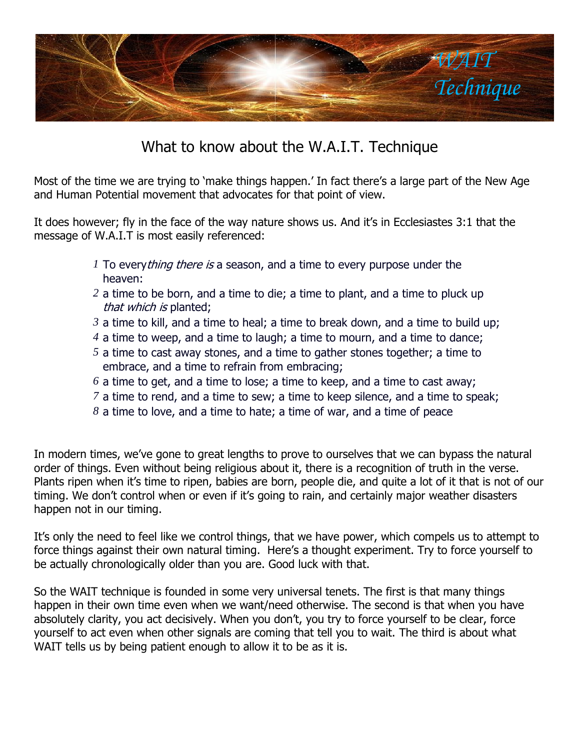# WAIT Technique

## What to know about the W.A.I.T. Technique

Most of the time we are trying to 'make things happen.' In fact there's a large part of the New Age and Human Potential movement that advocates for that point of view.

It does however; fly in the face of the way nature shows us. And it's in Ecclesiastes 3:1 that the message of W.A.I.T is most easily referenced:

> *1* To every*thing there is* a season, and a time to every purpose under the heaven:
> *2* a time to be born, and a time to die; a time to plant, and a time to pluck up *that which is* planted;
> *3* a time to kill, and a time to heal; a time to break down, and a time to build up;
> *4* a time to weep, and a time to laugh; a time to mourn, and a time to dance;
> *5* a time to cast away stones, and a time to gather stones together; a time to embrace, and a time to refrain from embracing;
> *6* a time to get, and a time to lose; a time to keep, and a time to cast away;
> *7* a time to rend, and a time to sew; a time to keep silence, and a time to speak;
> *8* a time to love, and a time to hate; a time of war, and a time of peace

In modern times, we've gone to great lengths to prove to ourselves that we can bypass the natural order of things. Even without being religious about it, there is a recognition of truth in the verse. Plants ripen when it's time to ripen, babies are born, people die, and quite a lot of it that is not of our timing. We don't control when or even if it's going to rain, and certainly major weather disasters happen not in our timing.

It's only the need to feel like we control things, that we have power, which compels us to attempt to force things against their own natural timing. Here's a thought experiment. Try to force yourself to be actually chronologically older than you are. Good luck with that.

So the WAIT technique is founded in some very universal tenets. The first is that many things happen in their own time even when we want/need otherwise. The second is that when you have absolutely clarity, you act decisively. When you don't, you try to force yourself to be clear, force yourself to act even when other signals are coming that tell you to wait. The third is about what WAIT tells us by being patient enough to allow it to be as it is.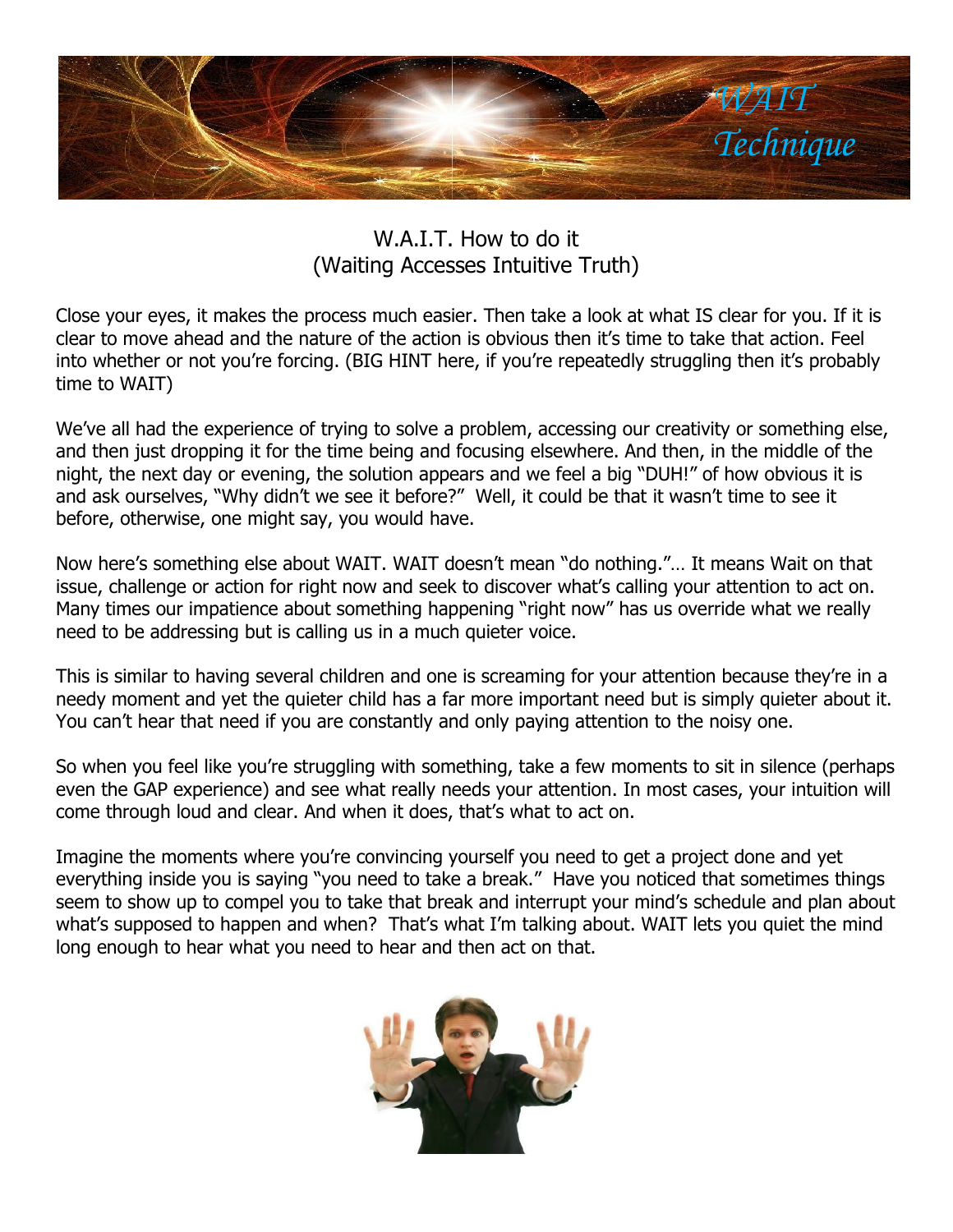# W.A.I.T. How to do it
## (Waiting Accesses Intuitive Truth)

Close your eyes, it makes the process much easier. Then take a look at what IS clear for you. If it is clear to move ahead and the nature of the action is obvious then it's time to take that action. Feel into whether or not you're forcing. (BIG HINT here, if you're repeatedly struggling then it's probably time to WAIT)

We've all had the experience of trying to solve a problem, accessing our creativity or something else, and then just dropping it for the time being and focusing elsewhere. And then, in the middle of the night, the next day or evening, the solution appears and we feel a big "DUH!" of how obvious it is and ask ourselves, "Why didn't we see it before?" Well, it could be that it wasn't time to see it before, otherwise, one might say, you would have.

Now here's something else about WAIT. WAIT doesn't mean "do nothing."… It means Wait on that issue, challenge or action for right now and seek to discover what's calling your attention to act on. Many times our impatience about something happening "right now" has us override what we really need to be addressing but is calling us in a much quieter voice.

This is similar to having several children and one is screaming for your attention because they're in a needy moment and yet the quieter child has a far more important need but is simply quieter about it. You can't hear that need if you are constantly and only paying attention to the noisy one.

So when you feel like you're struggling with something, take a few moments to sit in silence (perhaps even the GAP experience) and see what really needs your attention. In most cases, your intuition will come through loud and clear. And when it does, that's what to act on.

Imagine the moments where you're convincing yourself you need to get a project done and yet everything inside you is saying "you need to take a break." Have you noticed that sometimes things seem to show up to compel you to take that break and interrupt your mind's schedule and plan about what's supposed to happen and when? That's what I'm talking about. WAIT lets you quiet the mind long enough to hear what you need to hear and then act on that.